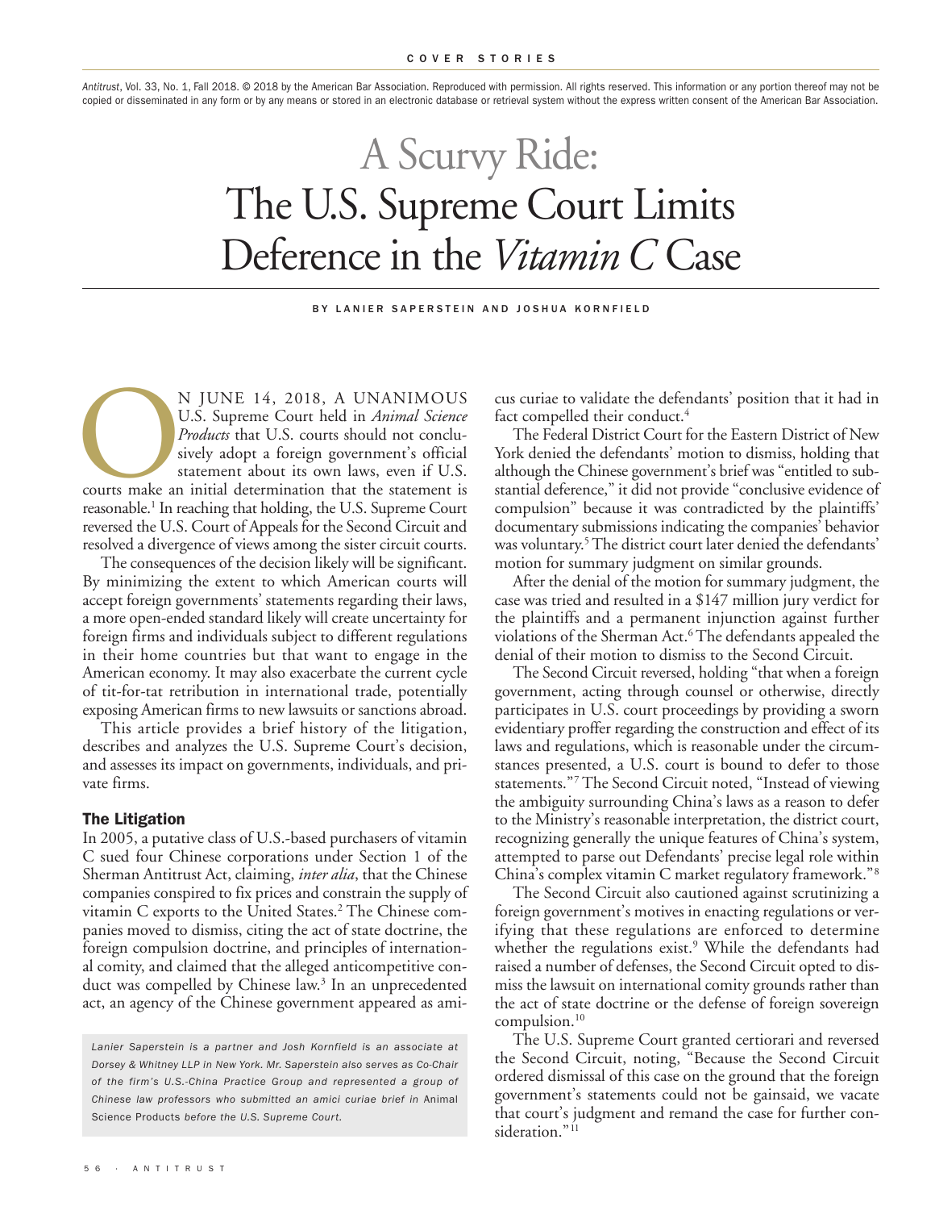*Antitrust*, Vol. 33, No. 1, Fall 2018. © 2018 by the American Bar Association. Reproduced with permission. All rights reserved. This information or any portion thereof may not be copied or disseminated in any form or by any means or stored in an electronic database or retrieval system without the express written consent of the American Bar Association.

# A Scurvy Ride: The U.S. Supreme Court Limits Deference in the *Vitamin C* Case

BY LANIER SAPERSTEIN AND JOSHUA KORNFIELD

ON JUNE 14, 2018, A UNANIMOUS U.S. Supreme Court held in *Animal Science Products* that U.S. courts should not conclusively adopt a foreign government's official statement about its own laws, even if U.S. courts make an initial determination that the statement is reasonable.[1] In reaching that holding, the U.S. Supreme Court reversed the U.S. Court of Appeals for the Second Circuit and resolved a divergence of views among the sister circuit courts.

The consequences of the decision likely will be significant. By minimizing the extent to which American courts will accept foreign governments' statements regarding their laws, a more open-ended standard likely will create uncertainty for foreign firms and individuals subject to different regulations in their home countries but that want to engage in the American economy. It may also exacerbate the current cycle of tit-for-tat retribution in international trade, potentially exposing American firms to new lawsuits or sanctions abroad.

This article provides a brief history of the litigation, describes and analyzes the U.S. Supreme Court's decision, and assesses its impact on governments, individuals, and private firms.

## The Litigation

In 2005, a putative class of U.S.-based purchasers of vitamin C sued four Chinese corporations under Section 1 of the Sherman Antitrust Act, claiming, *inter alia*, that the Chinese companies conspired to fix prices and constrain the supply of vitamin C exports to the United States.[2] The Chinese companies moved to dismiss, citing the act of state doctrine, the foreign compulsion doctrine, and principles of international comity, and claimed that the alleged anticompetitive conduct was compelled by Chinese law.[3] In an unprecedented act, an agency of the Chinese government appeared as amicus curiae to validate the defendants' position that it had in fact compelled their conduct.[4]

The Federal District Court for the Eastern District of New York denied the defendants' motion to dismiss, holding that although the Chinese government's brief was "entitled to substantial deference," it did not provide "conclusive evidence of compulsion" because it was contradicted by the plaintiffs' documentary submissions indicating the companies' behavior was voluntary.[5] The district court later denied the defendants' motion for summary judgment on similar grounds.

After the denial of the motion for summary judgment, the case was tried and resulted in a $147 million jury verdict for the plaintiffs and a permanent injunction against further violations of the Sherman Act.[6] The defendants appealed the denial of their motion to dismiss to the Second Circuit.

The Second Circuit reversed, holding "that when a foreign government, acting through counsel or otherwise, directly participates in U.S. court proceedings by providing a sworn evidentiary proffer regarding the construction and effect of its laws and regulations, which is reasonable under the circumstances presented, a U.S. court is bound to defer to those statements."[7] The Second Circuit noted, "Instead of viewing the ambiguity surrounding China's laws as a reason to defer to the Ministry's reasonable interpretation, the district court, recognizing generally the unique features of China's system, attempted to parse out Defendants' precise legal role within China's complex vitamin C market regulatory framework."[8]

The Second Circuit also cautioned against scrutinizing a foreign government's motives in enacting regulations or verifying that these regulations are enforced to determine whether the regulations exist.[9] While the defendants had raised a number of defenses, the Second Circuit opted to dismiss the lawsuit on international comity grounds rather than the act of state doctrine or the defense of foreign sovereign compulsion.[10]

The U.S. Supreme Court granted certiorari and reversed the Second Circuit, noting, "Because the Second Circuit ordered dismissal of this case on the ground that the foreign government's statements could not be gainsaid, we vacate that court's judgment and remand the case for further consideration."[11]

*Lanier Saperstein is a partner and Josh Kornfield is an associate at Dorsey & Whitney LLP in New York. Mr. Saperstein also serves as Co-Chair of the firm's U.S.-China Practice Group and represented a group of Chinese law professors who submitted an amici curiae brief in* Animal Science Products *before the U.S. Supreme Court.*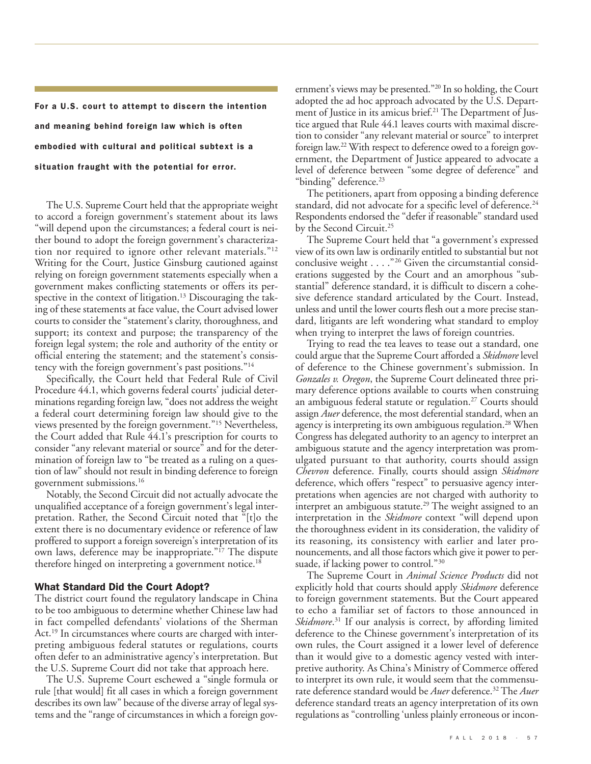**For a U.S. court to attempt to discern the intention and meaning behind foreign law which is often embodied with cultural and political subtext is a situation fraught with the potential for error.**

The U.S. Supreme Court held that the appropriate weight to accord a foreign government's statement about its laws "will depend upon the circumstances; a federal court is neither bound to adopt the foreign government's characterization nor required to ignore other relevant materials."[12] Writing for the Court, Justice Ginsburg cautioned against relying on foreign government statements especially when a government makes conflicting statements or offers its perspective in the context of litigation.[13] Discouraging the taking of these statements at face value, the Court advised lower courts to consider the "statement's clarity, thoroughness, and support; its context and purpose; the transparency of the foreign legal system; the role and authority of the entity or official entering the statement; and the statement's consistency with the foreign government's past positions."[14]

Specifically, the Court held that Federal Rule of Civil Procedure 44.1, which governs federal courts' judicial determinations regarding foreign law, "does not address the weight a federal court determining foreign law should give to the views presented by the foreign government."[15] Nevertheless, the Court added that Rule 44.1's prescription for courts to consider "any relevant material or source" and for the determination of foreign law to "be treated as a ruling on a question of law" should not result in binding deference to foreign government submissions.[16]

Notably, the Second Circuit did not actually advocate the unqualified acceptance of a foreign government's legal interpretation. Rather, the Second Circuit noted that "[t]o the extent there is no documentary evidence or reference of law proffered to support a foreign sovereign's interpretation of its own laws, deference may be inappropriate."[17] The dispute therefore hinged on interpreting a government notice.[18]

### What Standard Did the Court Adopt?

The district court found the regulatory landscape in China to be too ambiguous to determine whether Chinese law had in fact compelled defendants' violations of the Sherman Act.[19] In circumstances where courts are charged with interpreting ambiguous federal statutes or regulations, courts often defer to an administrative agency's interpretation. But the U.S. Supreme Court did not take that approach here.

The U.S. Supreme Court eschewed a "single formula or rule [that would] fit all cases in which a foreign government describes its own law" because of the diverse array of legal systems and the "range of circumstances in which a foreign government's views may be presented."[20] In so holding, the Court adopted the ad hoc approach advocated by the U.S. Department of Justice in its amicus brief.[21] The Department of Justice argued that Rule 44.1 leaves courts with maximal discretion to consider "any relevant material or source" to interpret foreign law.[22] With respect to deference owed to a foreign government, the Department of Justice appeared to advocate a level of deference between "some degree of deference" and "binding" deference.[23]

The petitioners, apart from opposing a binding deference standard, did not advocate for a specific level of deference.[24] Respondents endorsed the "defer if reasonable" standard used by the Second Circuit.[25]

The Supreme Court held that "a government's expressed view of its own law is ordinarily entitled to substantial but not conclusive weight . . . ."[26] Given the circumstantial considerations suggested by the Court and an amorphous "substantial" deference standard, it is difficult to discern a cohesive deference standard articulated by the Court. Instead, unless and until the lower courts flesh out a more precise standard, litigants are left wondering what standard to employ when trying to interpret the laws of foreign countries.

Trying to read the tea leaves to tease out a standard, one could argue that the Supreme Court afforded a *Skidmore* level of deference to the Chinese government's submission. In *Gonzales v. Oregon*, the Supreme Court delineated three primary deference options available to courts when construing an ambiguous federal statute or regulation.[27] Courts should assign *Auer* deference, the most deferential standard, when an agency is interpreting its own ambiguous regulation.[28] When Congress has delegated authority to an agency to interpret an ambiguous statute and the agency interpretation was promulgated pursuant to that authority, courts should assign *Chevron* deference. Finally, courts should assign *Skidmore* deference, which offers "respect" to persuasive agency interpretations when agencies are not charged with authority to interpret an ambiguous statute.[29] The weight assigned to an interpretation in the *Skidmore* context "will depend upon the thoroughness evident in its consideration, the validity of its reasoning, its consistency with earlier and later pronouncements, and all those factors which give it power to persuade, if lacking power to control."[30]

The Supreme Court in *Animal Science Products* did not explicitly hold that courts should apply *Skidmore* deference to foreign government statements. But the Court appeared to echo a familiar set of factors to those announced in *Skidmore*.[31] If our analysis is correct, by affording limited deference to the Chinese government's interpretation of its own rules, the Court assigned it a lower level of deference than it would give to a domestic agency vested with interpretive authority. As China's Ministry of Commerce offered to interpret its own rule, it would seem that the commensurate deference standard would be *Auer* deference.[32] The *Auer* deference standard treats an agency interpretation of its own regulations as "controlling 'unless plainly erroneous or incon-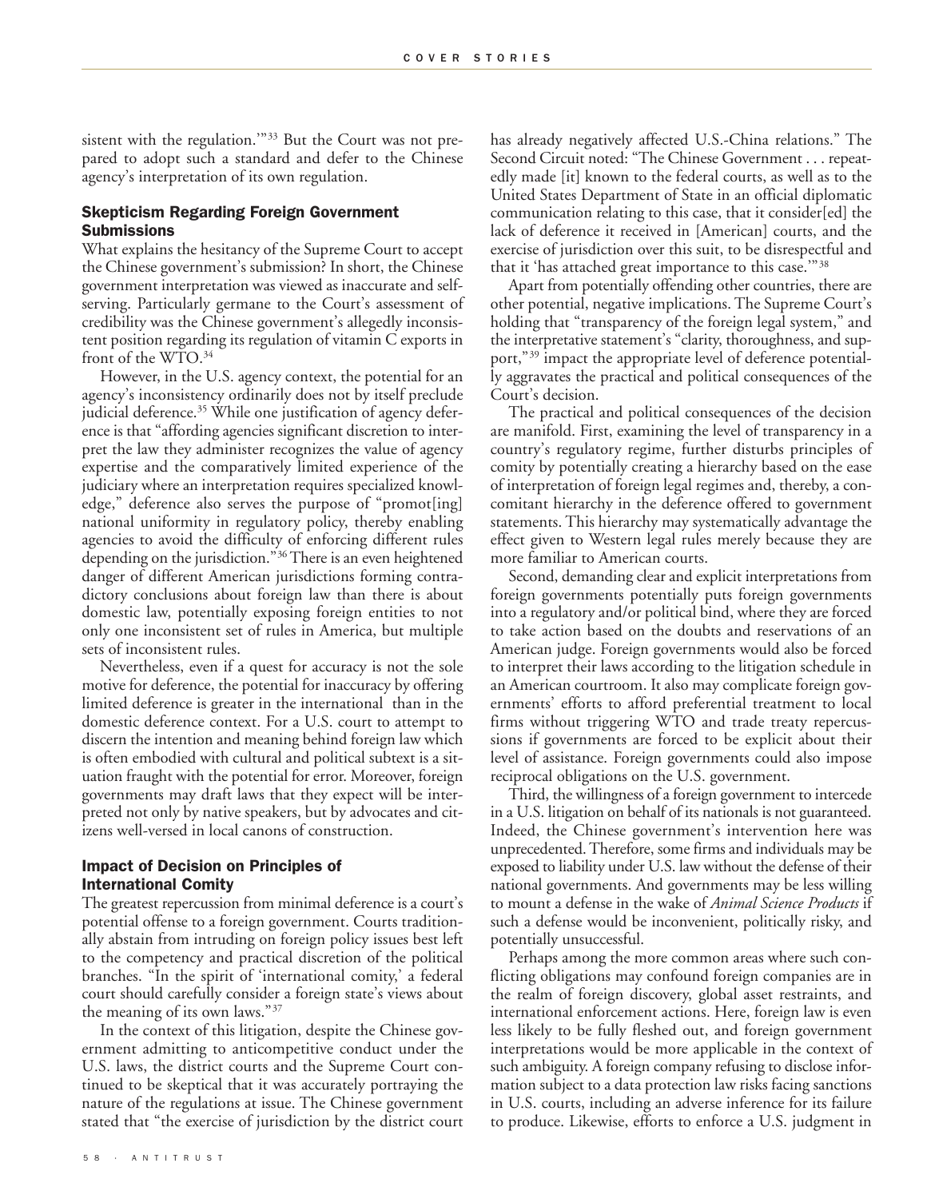sistent with the regulation.'"[33] But the Court was not prepared to adopt such a standard and defer to the Chinese agency's interpretation of its own regulation.

### Skepticism Regarding Foreign Government Submissions

What explains the hesitancy of the Supreme Court to accept the Chinese government's submission? In short, the Chinese government interpretation was viewed as inaccurate and self-serving. Particularly germane to the Court's assessment of credibility was the Chinese government's allegedly inconsistent position regarding its regulation of vitamin C exports in front of the WTO.[34]

However, in the U.S. agency context, the potential for an agency's inconsistency ordinarily does not by itself preclude judicial deference.[35] While one justification of agency deference is that "affording agencies significant discretion to interpret the law they administer recognizes the value of agency expertise and the comparatively limited experience of the judiciary where an interpretation requires specialized knowledge," deference also serves the purpose of "promot[ing] national uniformity in regulatory policy, thereby enabling agencies to avoid the difficulty of enforcing different rules depending on the jurisdiction."[36] There is an even heightened danger of different American jurisdictions forming contradictory conclusions about foreign law than there is about domestic law, potentially exposing foreign entities to not only one inconsistent set of rules in America, but multiple sets of inconsistent rules.

Nevertheless, even if a quest for accuracy is not the sole motive for deference, the potential for inaccuracy by offering limited deference is greater in the international than in the domestic deference context. For a U.S. court to attempt to discern the intention and meaning behind foreign law which is often embodied with cultural and political subtext is a situation fraught with the potential for error. Moreover, foreign governments may draft laws that they expect will be interpreted not only by native speakers, but by advocates and citizens well-versed in local canons of construction.

### Impact of Decision on Principles of International Comity

The greatest repercussion from minimal deference is a court's potential offense to a foreign government. Courts traditionally abstain from intruding on foreign policy issues best left to the competency and practical discretion of the political branches. "In the spirit of 'international comity,' a federal court should carefully consider a foreign state's views about the meaning of its own laws."[37]

In the context of this litigation, despite the Chinese government admitting to anticompetitive conduct under the U.S. laws, the district courts and the Supreme Court continued to be skeptical that it was accurately portraying the nature of the regulations at issue. The Chinese government stated that "the exercise of jurisdiction by the district court has already negatively affected U.S.-China relations." The Second Circuit noted: "The Chinese Government . . . repeatedly made [it] known to the federal courts, as well as to the United States Department of State in an official diplomatic communication relating to this case, that it consider[ed] the lack of deference it received in [American] courts, and the exercise of jurisdiction over this suit, to be disrespectful and that it 'has attached great importance to this case.'"[38]

Apart from potentially offending other countries, there are other potential, negative implications. The Supreme Court's holding that "transparency of the foreign legal system," and the interpretative statement's "clarity, thoroughness, and support,"[39] impact the appropriate level of deference potentially aggravates the practical and political consequences of the Court's decision.

The practical and political consequences of the decision are manifold. First, examining the level of transparency in a country's regulatory regime, further disturbs principles of comity by potentially creating a hierarchy based on the ease of interpretation of foreign legal regimes and, thereby, a concomitant hierarchy in the deference offered to government statements. This hierarchy may systematically advantage the effect given to Western legal rules merely because they are more familiar to American courts.

Second, demanding clear and explicit interpretations from foreign governments potentially puts foreign governments into a regulatory and/or political bind, where they are forced to take action based on the doubts and reservations of an American judge. Foreign governments would also be forced to interpret their laws according to the litigation schedule in an American courtroom. It also may complicate foreign governments' efforts to afford preferential treatment to local firms without triggering WTO and trade treaty repercussions if governments are forced to be explicit about their level of assistance. Foreign governments could also impose reciprocal obligations on the U.S. government.

Third, the willingness of a foreign government to intercede in a U.S. litigation on behalf of its nationals is not guaranteed. Indeed, the Chinese government's intervention here was unprecedented. Therefore, some firms and individuals may be exposed to liability under U.S. law without the defense of their national governments. And governments may be less willing to mount a defense in the wake of *Animal Science Products* if such a defense would be inconvenient, politically risky, and potentially unsuccessful.

Perhaps among the more common areas where such conflicting obligations may confound foreign companies are in the realm of foreign discovery, global asset restraints, and international enforcement actions. Here, foreign law is even less likely to be fully fleshed out, and foreign government interpretations would be more applicable in the context of such ambiguity. A foreign company refusing to disclose information subject to a data protection law risks facing sanctions in U.S. courts, including an adverse inference for its failure to produce. Likewise, efforts to enforce a U.S. judgment in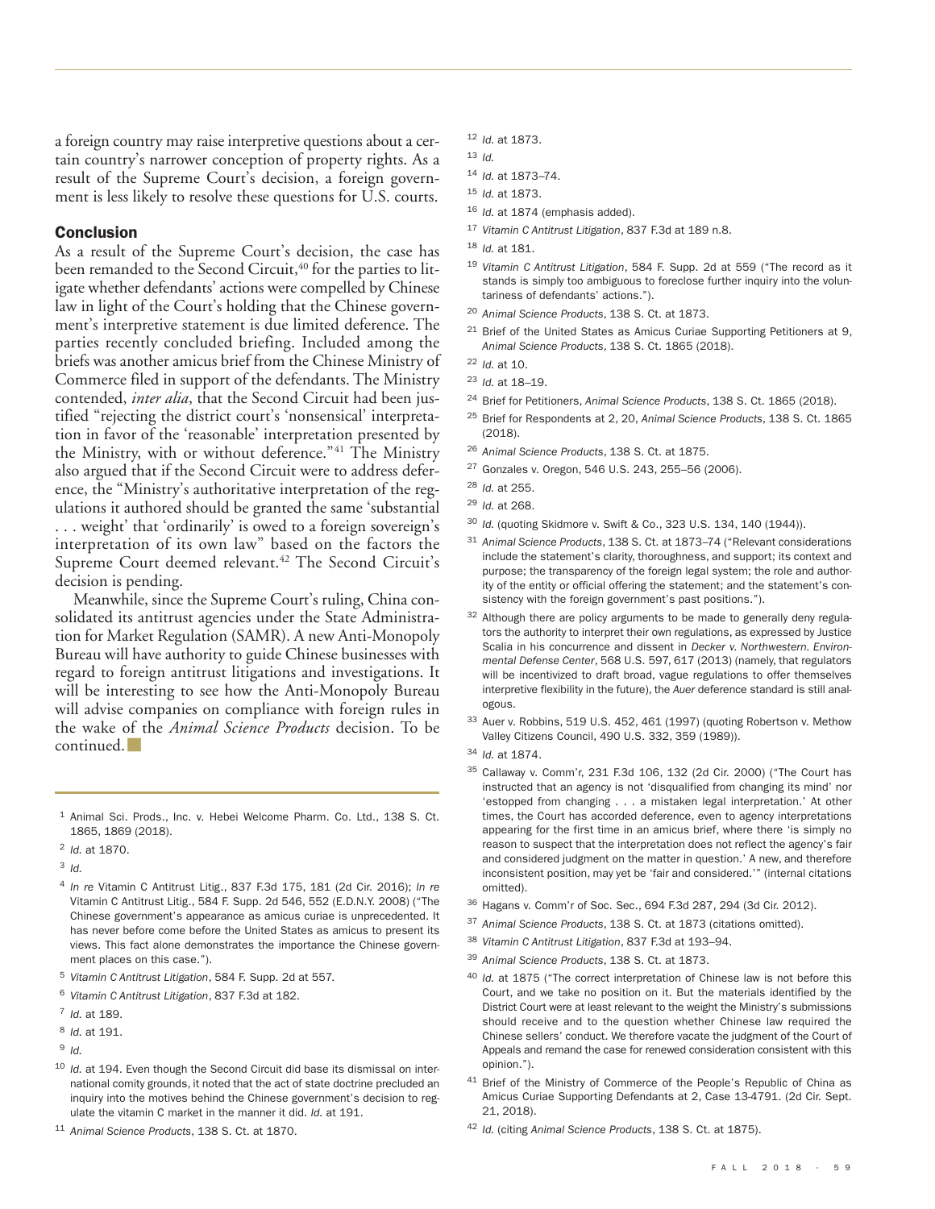a foreign country may raise interpretive questions about a certain country's narrower conception of property rights. As a result of the Supreme Court's decision, a foreign government is less likely to resolve these questions for U.S. courts.

## Conclusion

As a result of the Supreme Court's decision, the case has been remanded to the Second Circuit,[40] for the parties to litigate whether defendants' actions were compelled by Chinese law in light of the Court's holding that the Chinese government's interpretive statement is due limited deference. The parties recently concluded briefing. Included among the briefs was another amicus brief from the Chinese Ministry of Commerce filed in support of the defendants. The Ministry contended, *inter alia*, that the Second Circuit had been justified "rejecting the district court's 'nonsensical' interpretation in favor of the 'reasonable' interpretation presented by the Ministry, with or without deference."[41] The Ministry also argued that if the Second Circuit were to address deference, the "Ministry's authoritative interpretation of the regulations it authored should be granted the same 'substantial . . . weight' that 'ordinarily' is owed to a foreign sovereign's interpretation of its own law" based on the factors the Supreme Court deemed relevant.[42] The Second Circuit's decision is pending.

Meanwhile, since the Supreme Court's ruling, China consolidated its antitrust agencies under the State Administration for Market Regulation (SAMR). A new Anti-Monopoly Bureau will have authority to guide Chinese businesses with regard to foreign antitrust litigations and investigations. It will be interesting to see how the Anti-Monopoly Bureau will advise companies on compliance with foreign rules in the wake of the *Animal Science Products* decision. To be continued.

---

[1] Animal Sci. Prods., Inc. v. Hebei Welcome Pharm. Co. Ltd., 138 S. Ct. 1865, 1869 (2018).

[2] *Id.* at 1870.

[3] *Id.*

[4] *In re* Vitamin C Antitrust Litig., 837 F.3d 175, 181 (2d Cir. 2016); *In re* Vitamin C Antitrust Litig., 584 F. Supp. 2d 546, 552 (E.D.N.Y. 2008) ("The Chinese government's appearance as amicus curiae is unprecedented. It has never before come before the United States as amicus to present its views. This fact alone demonstrates the importance the Chinese government places on this case.").

[5] *Vitamin C Antitrust Litigation*, 584 F. Supp. 2d at 557.

[6] *Vitamin C Antitrust Litigation*, 837 F.3d at 182.

[7] *Id.* at 189.

[8] *Id.* at 191.

[9] *Id.*

[10] *Id.* at 194. Even though the Second Circuit did base its dismissal on international comity grounds, it noted that the act of state doctrine precluded an inquiry into the motives behind the Chinese government's decision to regulate the vitamin C market in the manner it did. *Id.* at 191.

[11] *Animal Science Products*, 138 S. Ct. at 1870.

[12] *Id.* at 1873.

[13] *Id.*

[14] *Id.* at 1873–74.

[15] *Id.* at 1873.

[16] *Id.* at 1874 (emphasis added).

[17] *Vitamin C Antitrust Litigation*, 837 F.3d at 189 n.8.

[18] *Id.* at 181.

[19] *Vitamin C Antitrust Litigation*, 584 F. Supp. 2d at 559 ("The record as it stands is simply too ambiguous to foreclose further inquiry into the voluntariness of defendants' actions.").

[20] *Animal Science Products*, 138 S. Ct. at 1873.

[21] Brief of the United States as Amicus Curiae Supporting Petitioners at 9, *Animal Science Products*, 138 S. Ct. 1865 (2018).

[22] *Id.* at 10.

[23] *Id.* at 18–19.

[24] Brief for Petitioners, *Animal Science Products*, 138 S. Ct. 1865 (2018).

[25] Brief for Respondents at 2, 20, *Animal Science Products*, 138 S. Ct. 1865 (2018).

[26] *Animal Science Products*, 138 S. Ct. at 1875.

[27] Gonzales v. Oregon, 546 U.S. 243, 255–56 (2006).

[28] *Id.* at 255.

[29] *Id.* at 268.

[30] *Id.* (quoting Skidmore v. Swift & Co., 323 U.S. 134, 140 (1944)).

[31] *Animal Science Products*, 138 S. Ct. at 1873–74 ("Relevant considerations include the statement's clarity, thoroughness, and support; its context and purpose; the transparency of the foreign legal system; the role and authority of the entity or official offering the statement; and the statement's consistency with the foreign government's past positions.").

[32] Although there are policy arguments to be made to generally deny regulators the authority to interpret their own regulations, as expressed by Justice Scalia in his concurrence and dissent in *Decker v. Northwestern. Environmental Defense Center*, 568 U.S. 597, 617 (2013) (namely, that regulators will be incentivized to draft broad, vague regulations to offer themselves interpretive flexibility in the future), the *Auer* deference standard is still analogous.

[33] Auer v. Robbins, 519 U.S. 452, 461 (1997) (quoting Robertson v. Methow Valley Citizens Council, 490 U.S. 332, 359 (1989)).

[34] *Id.* at 1874.

[35] Callaway v. Comm'r, 231 F.3d 106, 132 (2d Cir. 2000) ("The Court has instructed that an agency is not 'disqualified from changing its mind' nor 'estopped from changing . . . a mistaken legal interpretation.' At other times, the Court has accorded deference, even to agency interpretations appearing for the first time in an amicus brief, where there 'is simply no reason to suspect that the interpretation does not reflect the agency's fair and considered judgment on the matter in question.' A new, and therefore inconsistent position, may yet be 'fair and considered.'" (internal citations omitted).

[36] Hagans v. Comm'r of Soc. Sec., 694 F.3d 287, 294 (3d Cir. 2012).

[37] *Animal Science Products*, 138 S. Ct. at 1873 (citations omitted).

[38] *Vitamin C Antitrust Litigation*, 837 F.3d at 193–94.

[39] *Animal Science Products*, 138 S. Ct. at 1873.

[40] *Id.* at 1875 ("The correct interpretation of Chinese law is not before this Court, and we take no position on it. But the materials identified by the District Court were at least relevant to the weight the Ministry's submissions should receive and to the question whether Chinese law required the Chinese sellers' conduct. We therefore vacate the judgment of the Court of Appeals and remand the case for renewed consideration consistent with this opinion.").

[41] Brief of the Ministry of Commerce of the People's Republic of China as Amicus Curiae Supporting Defendants at 2, Case 13-4791. (2d Cir. Sept. 21, 2018).

[42] *Id.* (citing *Animal Science Products*, 138 S. Ct. at 1875).